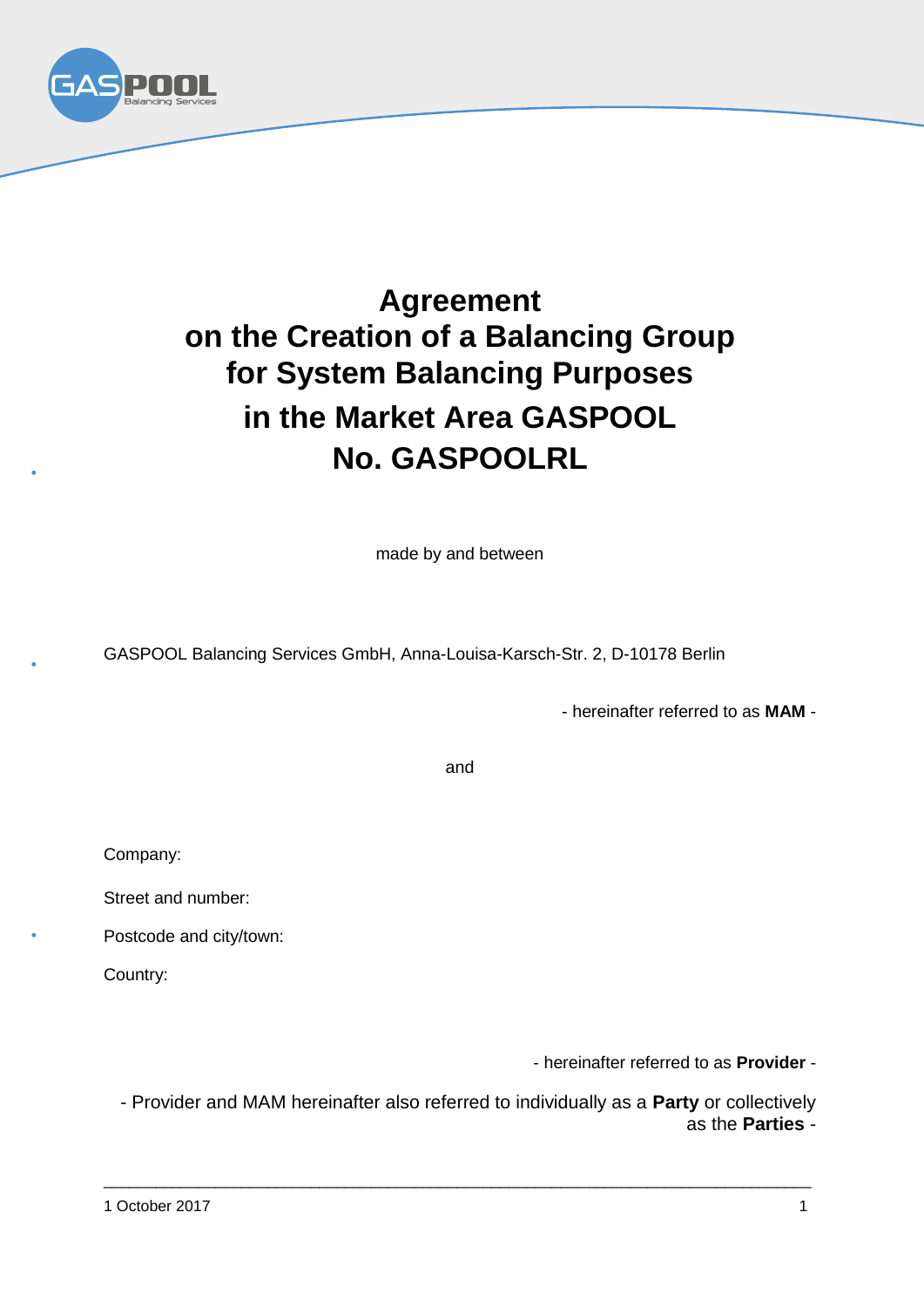# Agreement on the Creation of a Balancing Group for System Balancing Purposes in the Market Area GASPOOL No. GASPOOLRL

made by and between

GASPOOL Balancing Services GmbH, Anna-Louisa-Karsch-Str. 2, D-10178 Berlin

- hereinafter referred to as **MAM** -

and

Company:

Street and number:

Postcode and city/town:

Country:

- hereinafter referred to as **Provider** -

- Provider and MAM hereinafter also referred to individually as a **Party** or collectively as the **Parties** -

1 October 2017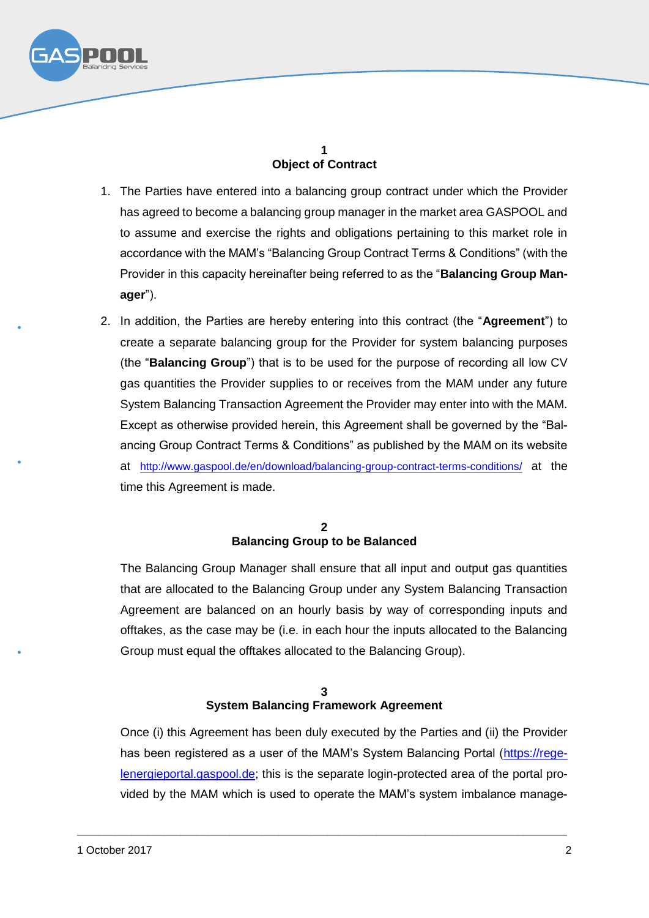## 1
## Object of Contract

1. The Parties have entered into a balancing group contract under which the Provider has agreed to become a balancing group manager in the market area GASPOOL and to assume and exercise the rights and obligations pertaining to this market role in accordance with the MAM's "Balancing Group Contract Terms & Conditions" (with the Provider in this capacity hereinafter being referred to as the "**Balancing Group Manager**").

2. In addition, the Parties are hereby entering into this contract (the "**Agreement**") to create a separate balancing group for the Provider for system balancing purposes (the "**Balancing Group**") that is to be used for the purpose of recording all low CV gas quantities the Provider supplies to or receives from the MAM under any future System Balancing Transaction Agreement the Provider may enter into with the MAM. Except as otherwise provided herein, this Agreement shall be governed by the "Balancing Group Contract Terms & Conditions" as published by the MAM on its website at http://www.gaspool.de/en/download/balancing-group-contract-terms-conditions/ at the time this Agreement is made.

## 2
## Balancing Group to be Balanced

The Balancing Group Manager shall ensure that all input and output gas quantities that are allocated to the Balancing Group under any System Balancing Transaction Agreement are balanced on an hourly basis by way of corresponding inputs and offtakes, as the case may be (i.e. in each hour the inputs allocated to the Balancing Group must equal the offtakes allocated to the Balancing Group).

## 3
## System Balancing Framework Agreement

Once (i) this Agreement has been duly executed by the Parties and (ii) the Provider has been registered as a user of the MAM's System Balancing Portal (https://regelenergieportal.gaspool.de; this is the separate login-protected area of the portal provided by the MAM which is used to operate the MAM's system imbalance manage-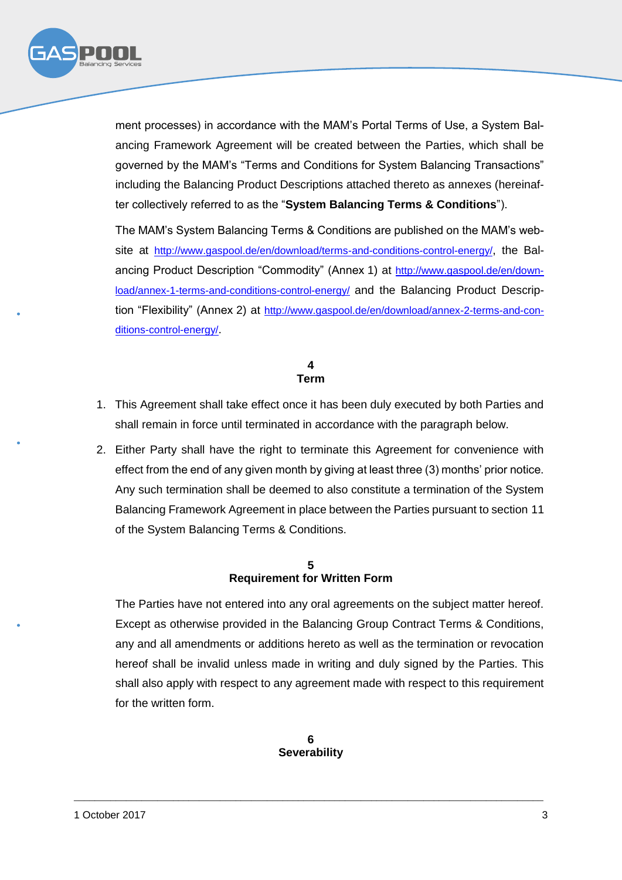ment processes) in accordance with the MAM's Portal Terms of Use, a System Balancing Framework Agreement will be created between the Parties, which shall be governed by the MAM's "Terms and Conditions for System Balancing Transactions" including the Balancing Product Descriptions attached thereto as annexes (hereinafter collectively referred to as the "**System Balancing Terms & Conditions**").

The MAM's System Balancing Terms & Conditions are published on the MAM's website at http://www.gaspool.de/en/download/terms-and-conditions-control-energy/, the Balancing Product Description "Commodity" (Annex 1) at http://www.gaspool.de/en/download/annex-1-terms-and-conditions-control-energy/ and the Balancing Product Description "Flexibility" (Annex 2) at http://www.gaspool.de/en/download/annex-2-terms-and-conditions-control-energy/.

## 4
## Term

1. This Agreement shall take effect once it has been duly executed by both Parties and shall remain in force until terminated in accordance with the paragraph below.
2. Either Party shall have the right to terminate this Agreement for convenience with effect from the end of any given month by giving at least three (3) months' prior notice. Any such termination shall be deemed to also constitute a termination of the System Balancing Framework Agreement in place between the Parties pursuant to section 11 of the System Balancing Terms & Conditions.

## 5
## Requirement for Written Form

The Parties have not entered into any oral agreements on the subject matter hereof. Except as otherwise provided in the Balancing Group Contract Terms & Conditions, any and all amendments or additions hereto as well as the termination or revocation hereof shall be invalid unless made in writing and duly signed by the Parties. This shall also apply with respect to any agreement made with respect to this requirement for the written form.

## 6
## Severability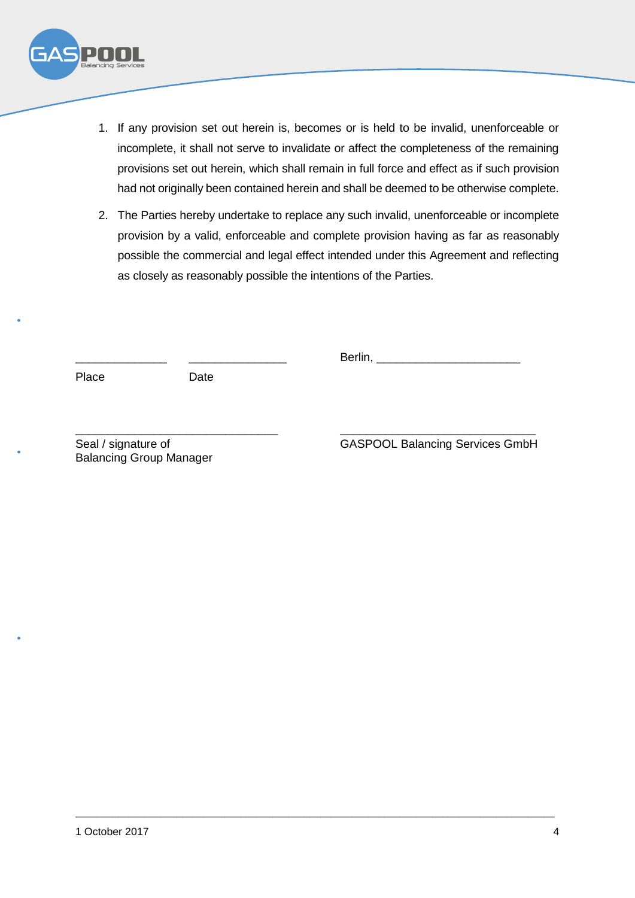1. If any provision set out herein is, becomes or is held to be invalid, unenforceable or incomplete, it shall not serve to invalidate or affect the completeness of the remaining provisions set out herein, which shall remain in full force and effect as if such provision had not originally been contained herein and shall be deemed to be otherwise complete.
2. The Parties hereby undertake to replace any such invalid, unenforceable or incomplete provision by a valid, enforceable and complete provision having as far as reasonably possible the commercial and legal effect intended under this Agreement and reflecting as closely as reasonably possible the intentions of the Parties.

______________ ________________ Berlin, ______________________

Place Date

________________________________ ______________________________

Seal / signature of
Balancing Group Manager

GASPOOL Balancing Services GmbH